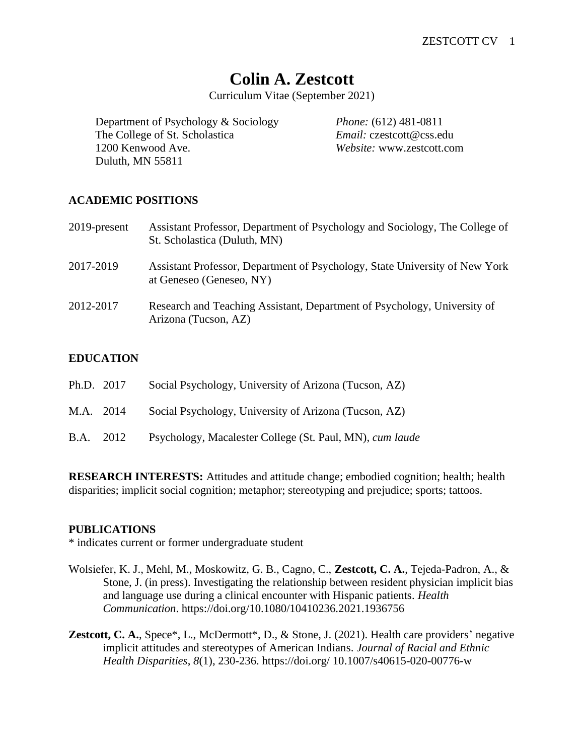# Colin A. Zestcott

Curriculum Vitae (September 2021)

Department of Psychology & Sociology
The College of St. Scholastica
1200 Kenwood Ave.
Duluth, MN 55811

*Phone:* (612) 481-0811
*Email:* czestcott@css.edu
*Website:* www.zestcott.com

## ACADEMIC POSITIONS

2019-present — Assistant Professor, Department of Psychology and Sociology, The College of St. Scholastica (Duluth, MN)

2017-2019 — Assistant Professor, Department of Psychology, State University of New York at Geneseo (Geneseo, NY)

2012-2017 — Research and Teaching Assistant, Department of Psychology, University of Arizona (Tucson, AZ)

## EDUCATION

Ph.D. 2017 — Social Psychology, University of Arizona (Tucson, AZ)

M.A. 2014 — Social Psychology, University of Arizona (Tucson, AZ)

B.A. 2012 — Psychology, Macalester College (St. Paul, MN), *cum laude*

**RESEARCH INTERESTS:** Attitudes and attitude change; embodied cognition; health; health disparities; implicit social cognition; metaphor; stereotyping and prejudice; sports; tattoos.

## PUBLICATIONS

* indicates current or former undergraduate student

Wolsiefer, K. J., Mehl, M., Moskowitz, G. B., Cagno, C., **Zestcott, C. A.**, Tejeda-Padron, A., & Stone, J. (in press). Investigating the relationship between resident physician implicit bias and language use during a clinical encounter with Hispanic patients. *Health Communication*. https://doi.org/10.1080/10410236.2021.1936756

**Zestcott, C. A.**, Spece*, L., McDermott*, D., & Stone, J. (2021). Health care providers' negative implicit attitudes and stereotypes of American Indians. *Journal of Racial and Ethnic Health Disparities*, *8*(1), 230-236. https://doi.org/ 10.1007/s40615-020-00776-w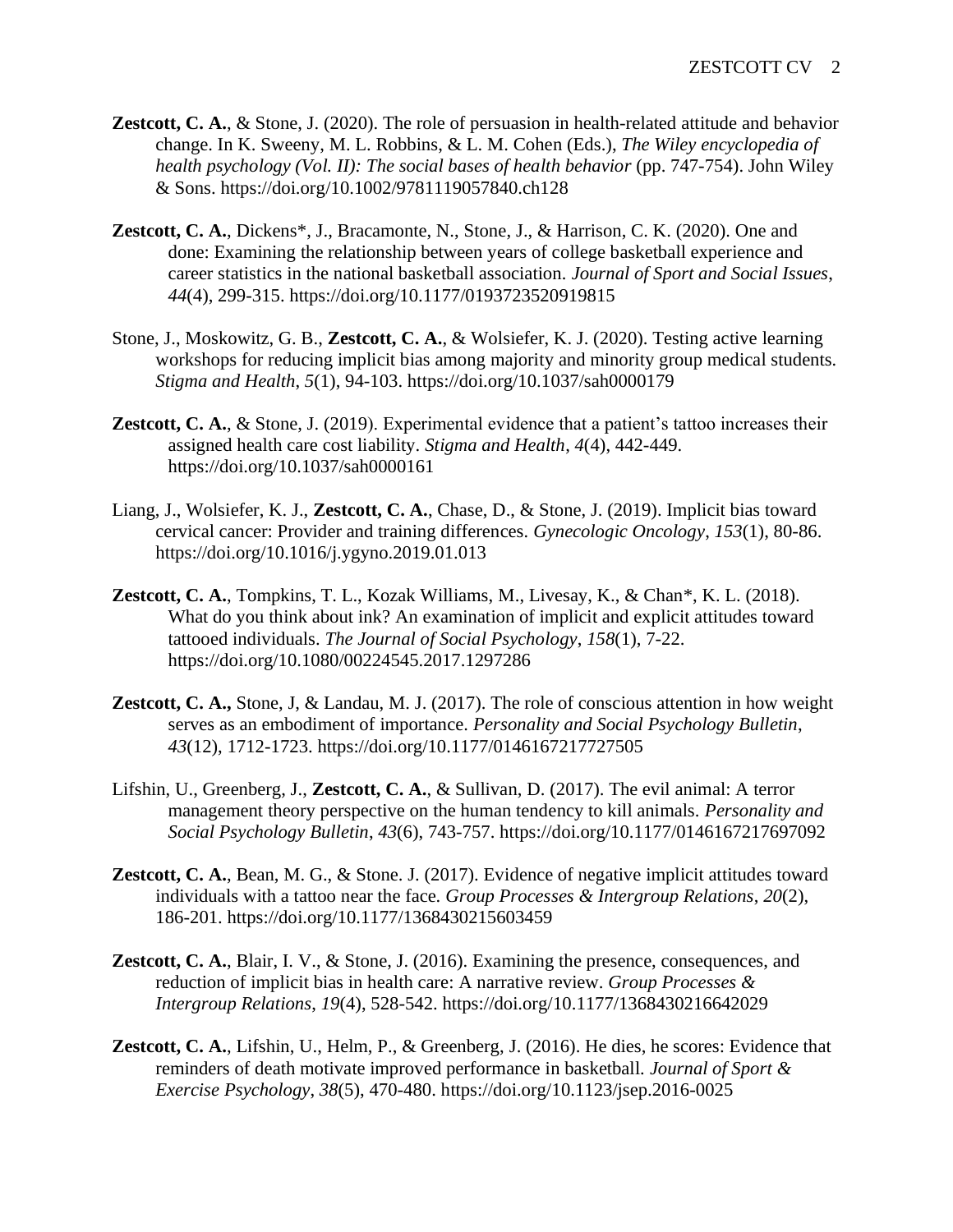**Zestcott, C. A.**, & Stone, J. (2020). The role of persuasion in health-related attitude and behavior change. In K. Sweeny, M. L. Robbins, & L. M. Cohen (Eds.), *The Wiley encyclopedia of health psychology (Vol. II): The social bases of health behavior* (pp. 747-754). John Wiley & Sons. https://doi.org/10.1002/9781119057840.ch128

**Zestcott, C. A.**, Dickens*, J., Bracamonte, N., Stone, J., & Harrison, C. K. (2020). One and done: Examining the relationship between years of college basketball experience and career statistics in the national basketball association. *Journal of Sport and Social Issues*, *44*(4), 299-315. https://doi.org/10.1177/0193723520919815

Stone, J., Moskowitz, G. B., **Zestcott, C. A.**, & Wolsiefer, K. J. (2020). Testing active learning workshops for reducing implicit bias among majority and minority group medical students. *Stigma and Health*, *5*(1), 94-103. https://doi.org/10.1037/sah0000179

**Zestcott, C. A.**, & Stone, J. (2019). Experimental evidence that a patient's tattoo increases their assigned health care cost liability. *Stigma and Health*, *4*(4), 442-449. https://doi.org/10.1037/sah0000161

Liang, J., Wolsiefer, K. J., **Zestcott, C. A.**, Chase, D., & Stone, J. (2019). Implicit bias toward cervical cancer: Provider and training differences. *Gynecologic Oncology*, *153*(1), 80-86. https://doi.org/10.1016/j.ygyno.2019.01.013

**Zestcott, C. A.**, Tompkins, T. L., Kozak Williams, M., Livesay, K., & Chan*, K. L. (2018). What do you think about ink? An examination of implicit and explicit attitudes toward tattooed individuals. *The Journal of Social Psychology*, *158*(1), 7-22. https://doi.org/10.1080/00224545.2017.1297286

**Zestcott, C. A.,** Stone, J, & Landau, M. J. (2017). The role of conscious attention in how weight serves as an embodiment of importance. *Personality and Social Psychology Bulletin*, *43*(12), 1712-1723. https://doi.org/10.1177/0146167217727505

Lifshin, U., Greenberg, J., **Zestcott, C. A.**, & Sullivan, D. (2017). The evil animal: A terror management theory perspective on the human tendency to kill animals. *Personality and Social Psychology Bulletin*, *43*(6), 743-757. https://doi.org/10.1177/0146167217697092

**Zestcott, C. A.**, Bean, M. G., & Stone. J. (2017). Evidence of negative implicit attitudes toward individuals with a tattoo near the face. *Group Processes & Intergroup Relations*, *20*(2), 186-201. https://doi.org/10.1177/1368430215603459

**Zestcott, C. A.**, Blair, I. V., & Stone, J. (2016). Examining the presence, consequences, and reduction of implicit bias in health care: A narrative review. *Group Processes & Intergroup Relations*, *19*(4), 528-542. https://doi.org/10.1177/1368430216642029

**Zestcott, C. A.**, Lifshin, U., Helm, P., & Greenberg, J. (2016). He dies, he scores: Evidence that reminders of death motivate improved performance in basketball. *Journal of Sport & Exercise Psychology*, *38*(5), 470-480. https://doi.org/10.1123/jsep.2016-0025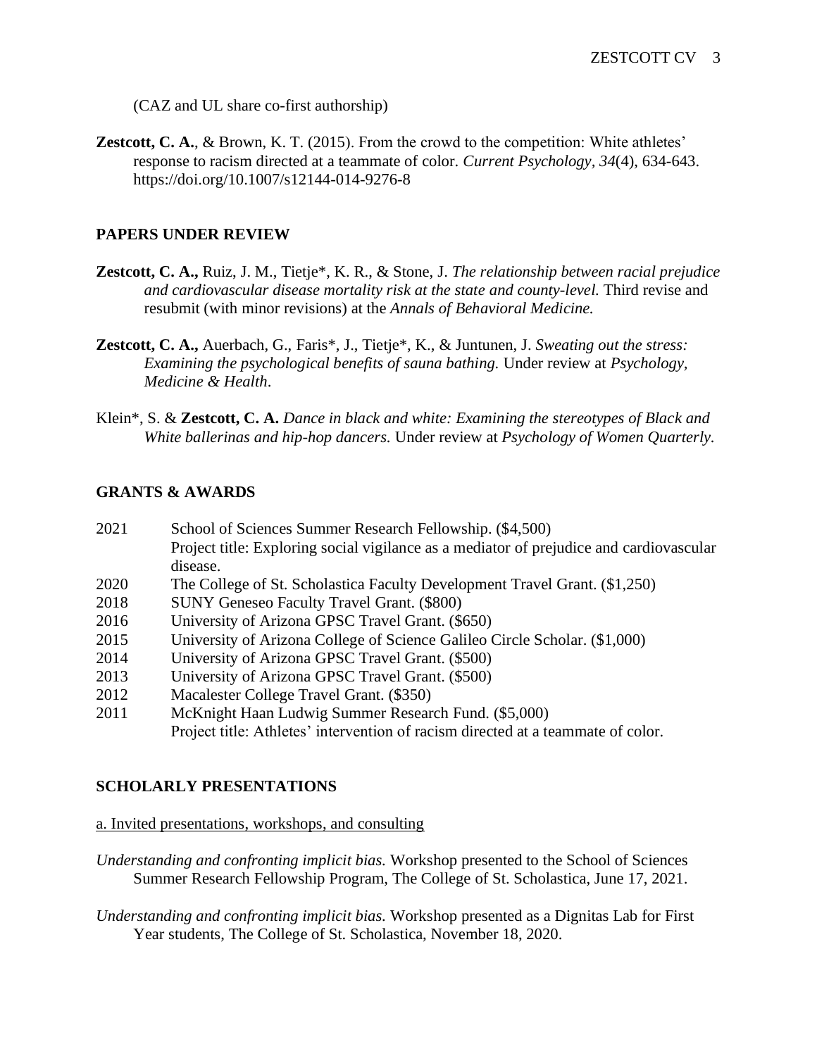(CAZ and UL share co-first authorship)

**Zestcott, C. A.**, & Brown, K. T. (2015). From the crowd to the competition: White athletes' response to racism directed at a teammate of color. *Current Psychology*, *34*(4), 634-643. https://doi.org/10.1007/s12144-014-9276-8

## PAPERS UNDER REVIEW

**Zestcott, C. A.,** Ruiz, J. M., Tietje*, K. R., & Stone, J. *The relationship between racial prejudice and cardiovascular disease mortality risk at the state and county-level.* Third revise and resubmit (with minor revisions) at the *Annals of Behavioral Medicine.*

**Zestcott, C. A.,** Auerbach, G., Faris*, J., Tietje*, K., & Juntunen, J. *Sweating out the stress: Examining the psychological benefits of sauna bathing.* Under review at *Psychology, Medicine & Health*.

Klein*, S. & **Zestcott, C. A.** *Dance in black and white: Examining the stereotypes of Black and White ballerinas and hip-hop dancers.* Under review at *Psychology of Women Quarterly.*

## GRANTS & AWARDS

2021 School of Sciences Summer Research Fellowship. ($4,500)
Project title: Exploring social vigilance as a mediator of prejudice and cardiovascular disease.

2020 The College of St. Scholastica Faculty Development Travel Grant. ($1,250)

2018 SUNY Geneseo Faculty Travel Grant. ($800)

2016 University of Arizona GPSC Travel Grant. ($650)

2015 University of Arizona College of Science Galileo Circle Scholar. ($1,000)

2014 University of Arizona GPSC Travel Grant. ($500)

2013 University of Arizona GPSC Travel Grant. ($500)

2012 Macalester College Travel Grant. ($350)

2011 McKnight Haan Ludwig Summer Research Fund. ($5,000)
Project title: Athletes' intervention of racism directed at a teammate of color.

## SCHOLARLY PRESENTATIONS

a. Invited presentations, workshops, and consulting

*Understanding and confronting implicit bias.* Workshop presented to the School of Sciences Summer Research Fellowship Program, The College of St. Scholastica, June 17, 2021.

*Understanding and confronting implicit bias.* Workshop presented as a Dignitas Lab for First Year students, The College of St. Scholastica, November 18, 2020.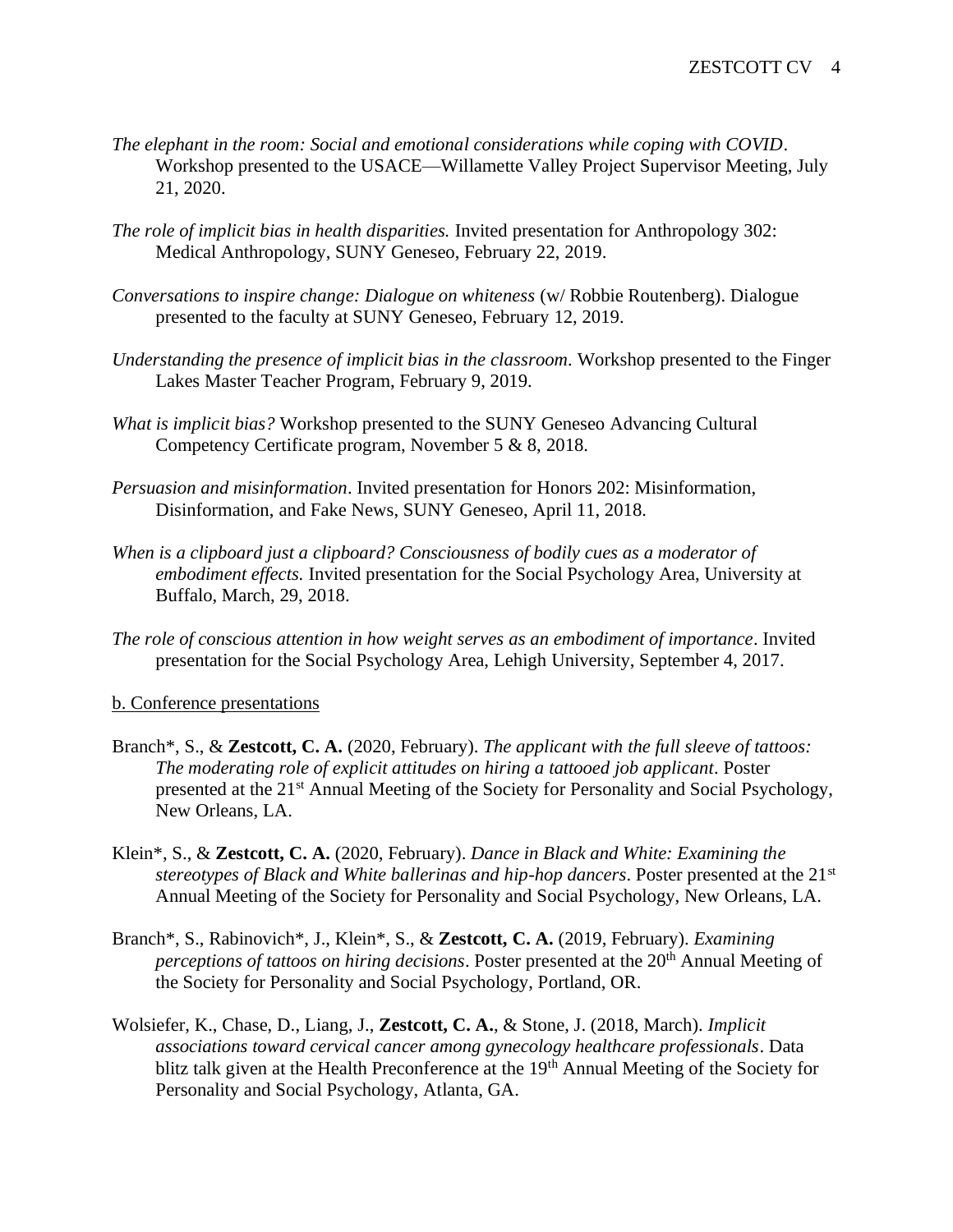*The elephant in the room: Social and emotional considerations while coping with COVID*. Workshop presented to the USACE—Willamette Valley Project Supervisor Meeting, July 21, 2020.

*The role of implicit bias in health disparities.* Invited presentation for Anthropology 302: Medical Anthropology, SUNY Geneseo, February 22, 2019.

*Conversations to inspire change: Dialogue on whiteness* (w/ Robbie Routenberg). Dialogue presented to the faculty at SUNY Geneseo, February 12, 2019.

*Understanding the presence of implicit bias in the classroom*. Workshop presented to the Finger Lakes Master Teacher Program, February 9, 2019.

*What is implicit bias?* Workshop presented to the SUNY Geneseo Advancing Cultural Competency Certificate program, November 5 & 8, 2018.

*Persuasion and misinformation*. Invited presentation for Honors 202: Misinformation, Disinformation, and Fake News, SUNY Geneseo, April 11, 2018.

*When is a clipboard just a clipboard? Consciousness of bodily cues as a moderator of embodiment effects.* Invited presentation for the Social Psychology Area, University at Buffalo, March, 29, 2018.

*The role of conscious attention in how weight serves as an embodiment of importance*. Invited presentation for the Social Psychology Area, Lehigh University, September 4, 2017.

b. Conference presentations

Branch*, S., & **Zestcott, C. A.** (2020, February). *The applicant with the full sleeve of tattoos: The moderating role of explicit attitudes on hiring a tattooed job applicant*. Poster presented at the 21st Annual Meeting of the Society for Personality and Social Psychology, New Orleans, LA.

Klein*, S., & **Zestcott, C. A.** (2020, February). *Dance in Black and White: Examining the stereotypes of Black and White ballerinas and hip-hop dancers*. Poster presented at the 21st Annual Meeting of the Society for Personality and Social Psychology, New Orleans, LA.

Branch*, S., Rabinovich*, J., Klein*, S., & **Zestcott, C. A.** (2019, February). *Examining perceptions of tattoos on hiring decisions*. Poster presented at the 20th Annual Meeting of the Society for Personality and Social Psychology, Portland, OR.

Wolsiefer, K., Chase, D., Liang, J., **Zestcott, C. A.**, & Stone, J. (2018, March). *Implicit associations toward cervical cancer among gynecology healthcare professionals*. Data blitz talk given at the Health Preconference at the 19th Annual Meeting of the Society for Personality and Social Psychology, Atlanta, GA.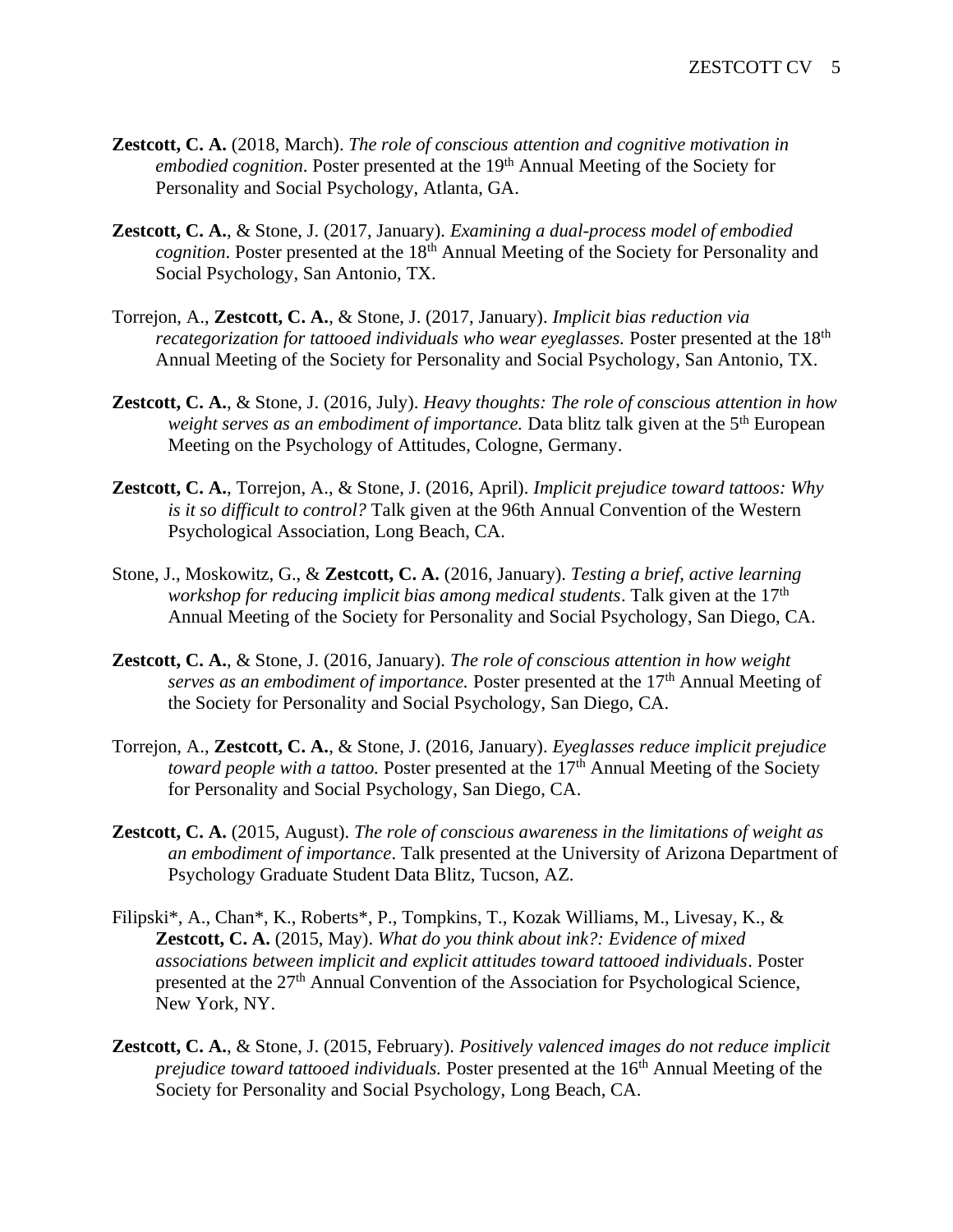**Zestcott, C. A.** (2018, March). *The role of conscious attention and cognitive motivation in embodied cognition*. Poster presented at the 19th Annual Meeting of the Society for Personality and Social Psychology, Atlanta, GA.

**Zestcott, C. A.**, & Stone, J. (2017, January). *Examining a dual-process model of embodied cognition*. Poster presented at the 18th Annual Meeting of the Society for Personality and Social Psychology, San Antonio, TX.

Torrejon, A., **Zestcott, C. A.**, & Stone, J. (2017, January). *Implicit bias reduction via recategorization for tattooed individuals who wear eyeglasses.* Poster presented at the 18th Annual Meeting of the Society for Personality and Social Psychology, San Antonio, TX.

**Zestcott, C. A.**, & Stone, J. (2016, July). *Heavy thoughts: The role of conscious attention in how weight serves as an embodiment of importance.* Data blitz talk given at the 5th European Meeting on the Psychology of Attitudes, Cologne, Germany.

**Zestcott, C. A.**, Torrejon, A., & Stone, J. (2016, April). *Implicit prejudice toward tattoos: Why is it so difficult to control?* Talk given at the 96th Annual Convention of the Western Psychological Association, Long Beach, CA.

Stone, J., Moskowitz, G., & **Zestcott, C. A.** (2016, January). *Testing a brief, active learning workshop for reducing implicit bias among medical students*. Talk given at the 17th Annual Meeting of the Society for Personality and Social Psychology, San Diego, CA.

**Zestcott, C. A.**, & Stone, J. (2016, January). *The role of conscious attention in how weight serves as an embodiment of importance.* Poster presented at the 17th Annual Meeting of the Society for Personality and Social Psychology, San Diego, CA.

Torrejon, A., **Zestcott, C. A.**, & Stone, J. (2016, January). *Eyeglasses reduce implicit prejudice toward people with a tattoo.* Poster presented at the 17th Annual Meeting of the Society for Personality and Social Psychology, San Diego, CA.

**Zestcott, C. A.** (2015, August). *The role of conscious awareness in the limitations of weight as an embodiment of importance*. Talk presented at the University of Arizona Department of Psychology Graduate Student Data Blitz, Tucson, AZ.

Filipski*, A., Chan*, K., Roberts*, P., Tompkins, T., Kozak Williams, M., Livesay, K., & **Zestcott, C. A.** (2015, May). *What do you think about ink?: Evidence of mixed associations between implicit and explicit attitudes toward tattooed individuals*. Poster presented at the 27th Annual Convention of the Association for Psychological Science, New York, NY.

**Zestcott, C. A.**, & Stone, J. (2015, February). *Positively valenced images do not reduce implicit prejudice toward tattooed individuals.* Poster presented at the 16th Annual Meeting of the Society for Personality and Social Psychology, Long Beach, CA.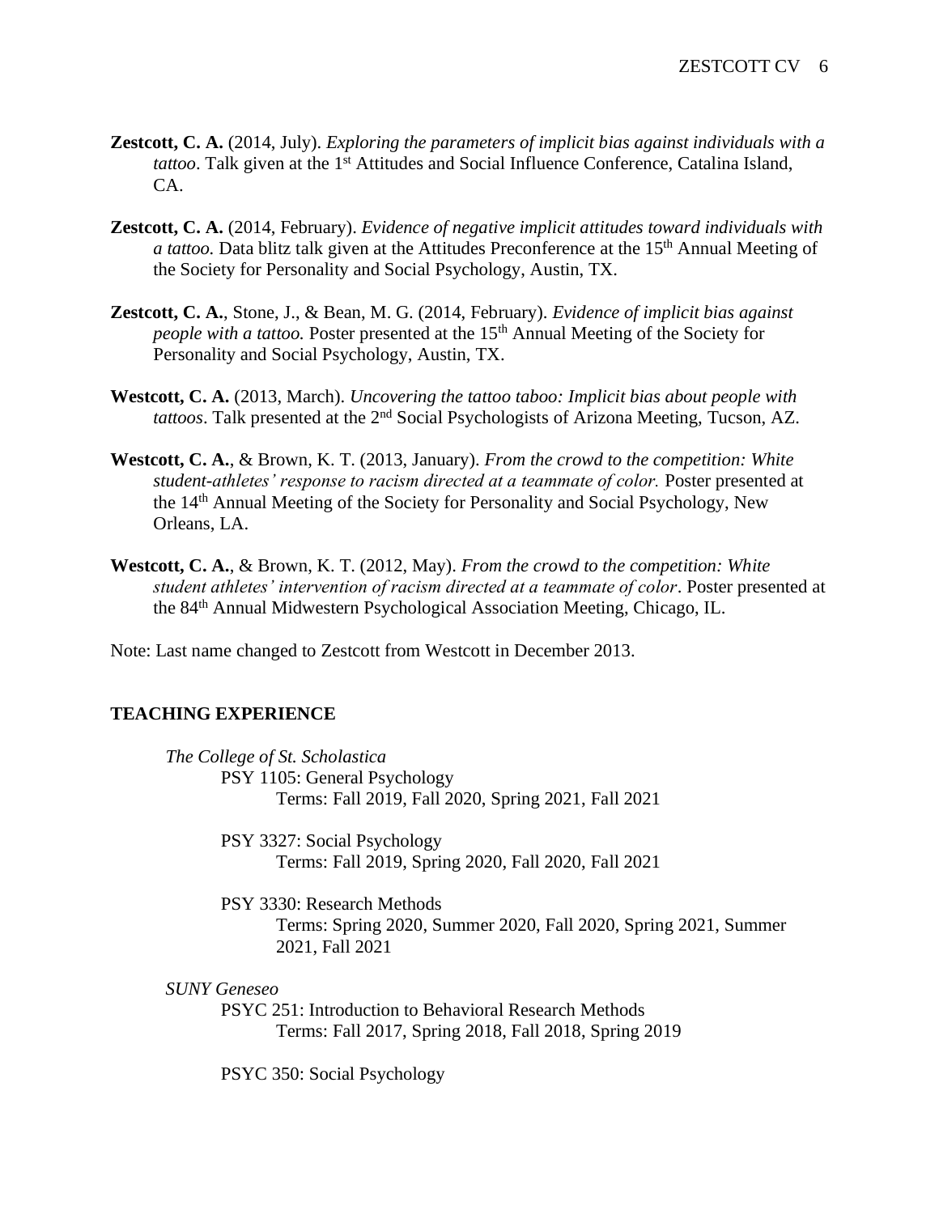**Zestcott, C. A.** (2014, July). *Exploring the parameters of implicit bias against individuals with a tattoo*. Talk given at the 1st Attitudes and Social Influence Conference, Catalina Island, CA.

**Zestcott, C. A.** (2014, February). *Evidence of negative implicit attitudes toward individuals with a tattoo*. Data blitz talk given at the Attitudes Preconference at the 15th Annual Meeting of the Society for Personality and Social Psychology, Austin, TX.

**Zestcott, C. A.**, Stone, J., & Bean, M. G. (2014, February). *Evidence of implicit bias against people with a tattoo.* Poster presented at the 15th Annual Meeting of the Society for Personality and Social Psychology, Austin, TX.

**Westcott, C. A.** (2013, March). *Uncovering the tattoo taboo: Implicit bias about people with tattoos*. Talk presented at the 2nd Social Psychologists of Arizona Meeting, Tucson, AZ.

**Westcott, C. A.**, & Brown, K. T. (2013, January). *From the crowd to the competition: White student-athletes' response to racism directed at a teammate of color.* Poster presented at the 14th Annual Meeting of the Society for Personality and Social Psychology, New Orleans, LA.

**Westcott, C. A.**, & Brown, K. T. (2012, May). *From the crowd to the competition: White student athletes' intervention of racism directed at a teammate of color*. Poster presented at the 84th Annual Midwestern Psychological Association Meeting, Chicago, IL.

Note: Last name changed to Zestcott from Westcott in December 2013.

## TEACHING EXPERIENCE

*The College of St. Scholastica*

PSY 1105: General Psychology
Terms: Fall 2019, Fall 2020, Spring 2021, Fall 2021

PSY 3327: Social Psychology
Terms: Fall 2019, Spring 2020, Fall 2020, Fall 2021

PSY 3330: Research Methods
Terms: Spring 2020, Summer 2020, Fall 2020, Spring 2021, Summer 2021, Fall 2021

*SUNY Geneseo*

PSYC 251: Introduction to Behavioral Research Methods
Terms: Fall 2017, Spring 2018, Fall 2018, Spring 2019

PSYC 350: Social Psychology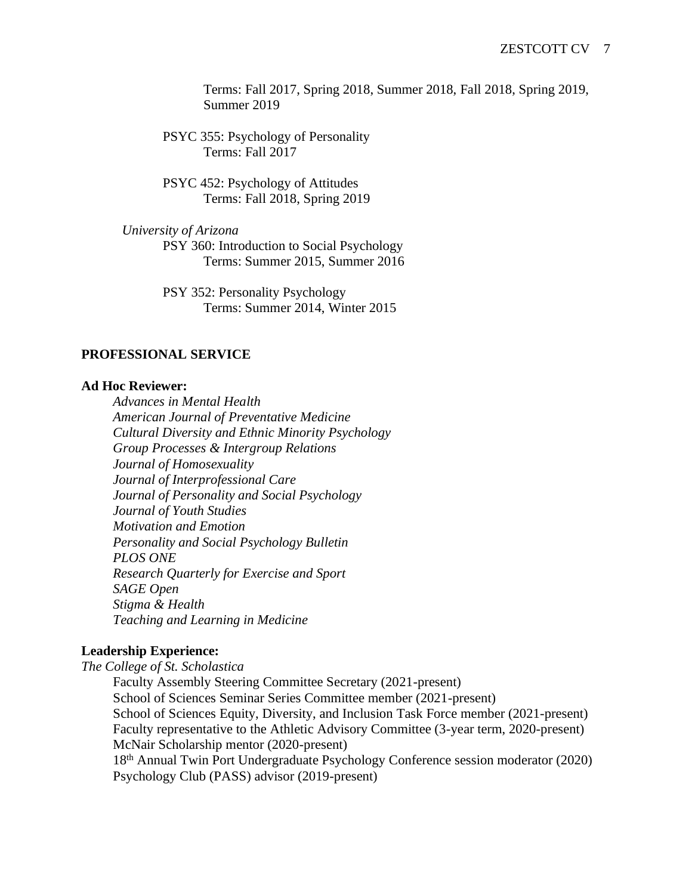Terms: Fall 2017, Spring 2018, Summer 2018, Fall 2018, Spring 2019, Summer 2019

PSYC 355: Psychology of Personality
Terms: Fall 2017

PSYC 452: Psychology of Attitudes
Terms: Fall 2018, Spring 2019

*University of Arizona*

PSY 360: Introduction to Social Psychology
Terms: Summer 2015, Summer 2016

PSY 352: Personality Psychology
Terms: Summer 2014, Winter 2015

## PROFESSIONAL SERVICE

**Ad Hoc Reviewer:**

*Advances in Mental Health*
*American Journal of Preventative Medicine*
*Cultural Diversity and Ethnic Minority Psychology*
*Group Processes & Intergroup Relations*
*Journal of Homosexuality*
*Journal of Interprofessional Care*
*Journal of Personality and Social Psychology*
*Journal of Youth Studies*
*Motivation and Emotion*
*Personality and Social Psychology Bulletin*
*PLOS ONE*
*Research Quarterly for Exercise and Sport*
*SAGE Open*
*Stigma & Health*
*Teaching and Learning in Medicine*

**Leadership Experience:**

*The College of St. Scholastica*

Faculty Assembly Steering Committee Secretary (2021-present)
School of Sciences Seminar Series Committee member (2021-present)
School of Sciences Equity, Diversity, and Inclusion Task Force member (2021-present)
Faculty representative to the Athletic Advisory Committee (3-year term, 2020-present)
McNair Scholarship mentor (2020-present)
18th Annual Twin Port Undergraduate Psychology Conference session moderator (2020)
Psychology Club (PASS) advisor (2019-present)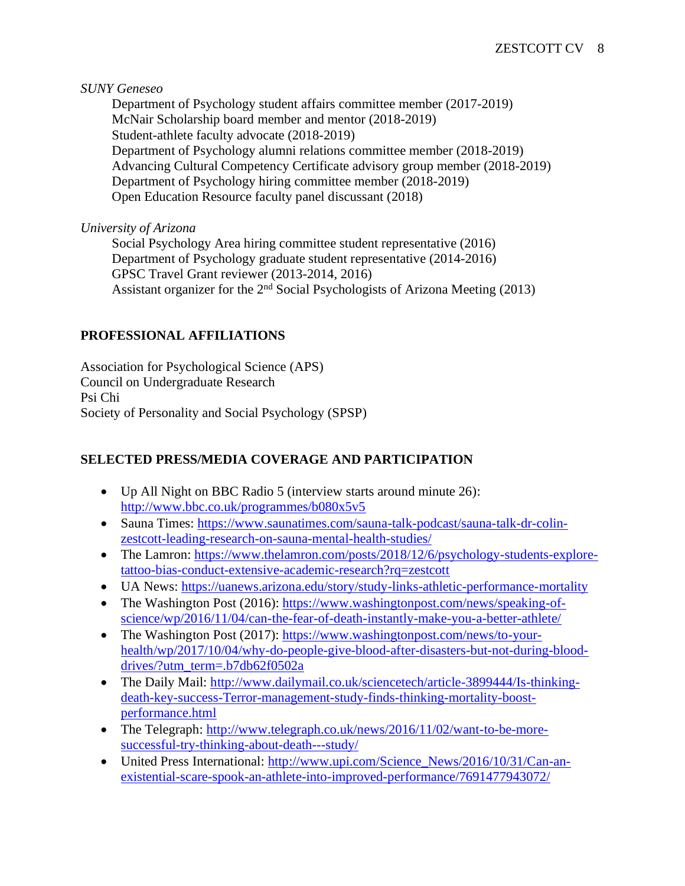*SUNY Geneseo*

Department of Psychology student affairs committee member (2017-2019)
McNair Scholarship board member and mentor (2018-2019)
Student-athlete faculty advocate (2018-2019)
Department of Psychology alumni relations committee member (2018-2019)
Advancing Cultural Competency Certificate advisory group member (2018-2019)
Department of Psychology hiring committee member (2018-2019)
Open Education Resource faculty panel discussant (2018)

*University of Arizona*

Social Psychology Area hiring committee student representative (2016)
Department of Psychology graduate student representative (2014-2016)
GPSC Travel Grant reviewer (2013-2014, 2016)
Assistant organizer for the 2nd Social Psychologists of Arizona Meeting (2013)

## PROFESSIONAL AFFILIATIONS

Association for Psychological Science (APS)
Council on Undergraduate Research
Psi Chi
Society of Personality and Social Psychology (SPSP)

## SELECTED PRESS/MEDIA COVERAGE AND PARTICIPATION

- Up All Night on BBC Radio 5 (interview starts around minute 26): http://www.bbc.co.uk/programmes/b080x5v5
- Sauna Times: https://www.saunatimes.com/sauna-talk-podcast/sauna-talk-dr-colin-zestcott-leading-research-on-sauna-mental-health-studies/
- The Lamron: https://www.thelamron.com/posts/2018/12/6/psychology-students-explore-tattoo-bias-conduct-extensive-academic-research?rq=zestcott
- UA News: https://uanews.arizona.edu/story/study-links-athletic-performance-mortality
- The Washington Post (2016): https://www.washingtonpost.com/news/speaking-of-science/wp/2016/11/04/can-the-fear-of-death-instantly-make-you-a-better-athlete/
- The Washington Post (2017): https://www.washingtonpost.com/news/to-your-health/wp/2017/10/04/why-do-people-give-blood-after-disasters-but-not-during-blood-drives/?utm_term=.b7db62f0502a
- The Daily Mail: http://www.dailymail.co.uk/sciencetech/article-3899444/Is-thinking-death-key-success-Terror-management-study-finds-thinking-mortality-boost-performance.html
- The Telegraph: http://www.telegraph.co.uk/news/2016/11/02/want-to-be-more-successful-try-thinking-about-death---study/
- United Press International: http://www.upi.com/Science_News/2016/10/31/Can-an-existential-scare-spook-an-athlete-into-improved-performance/7691477943072/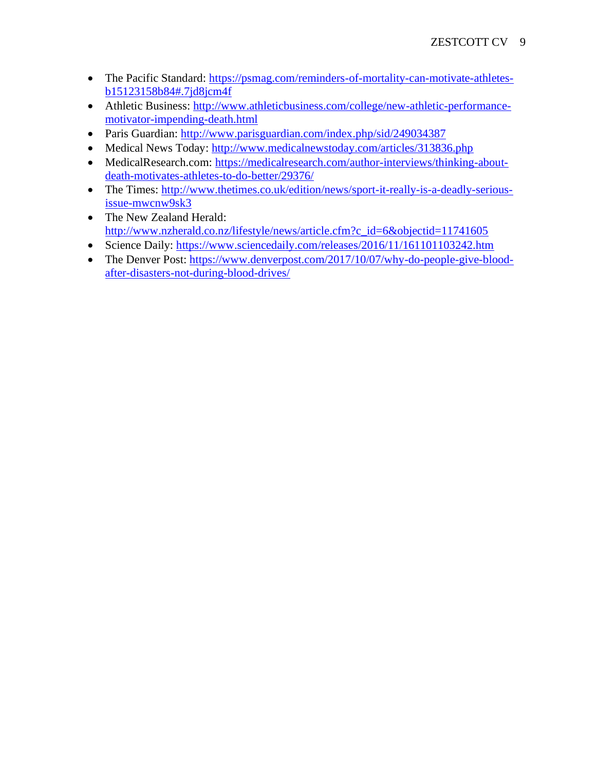- The Pacific Standard: https://psmag.com/reminders-of-mortality-can-motivate-athletes-b15123158b84#.7jd8jcm4f
- Athletic Business: http://www.athleticbusiness.com/college/new-athletic-performance-motivator-impending-death.html
- Paris Guardian: http://www.parisguardian.com/index.php/sid/249034387
- Medical News Today: http://www.medicalnewstoday.com/articles/313836.php
- MedicalResearch.com: https://medicalresearch.com/author-interviews/thinking-about-death-motivates-athletes-to-do-better/29376/
- The Times: http://www.thetimes.co.uk/edition/news/sport-it-really-is-a-deadly-serious-issue-mwcnw9sk3
- The New Zealand Herald: http://www.nzherald.co.nz/lifestyle/news/article.cfm?c_id=6&objectid=11741605
- Science Daily: https://www.sciencedaily.com/releases/2016/11/161101103242.htm
- The Denver Post: https://www.denverpost.com/2017/10/07/why-do-people-give-blood-after-disasters-not-during-blood-drives/